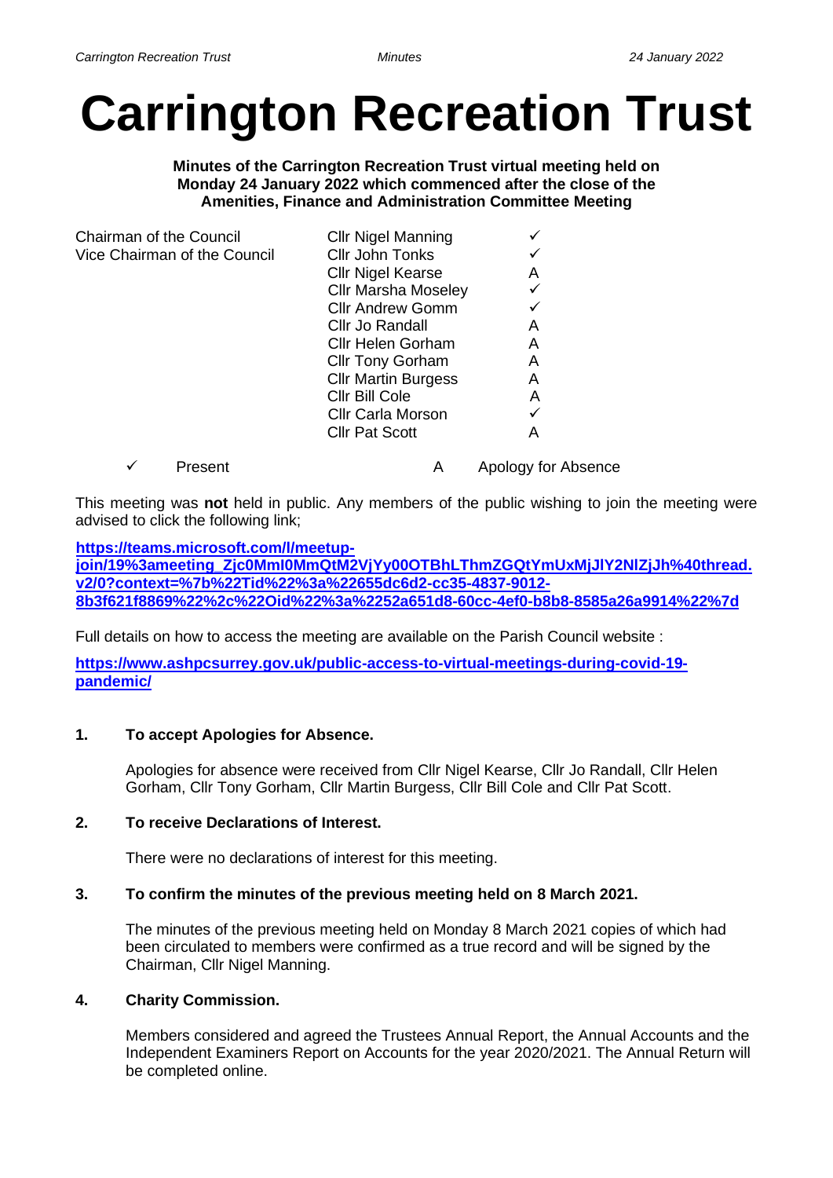# Carrington Recreation Trust

**Minutes of the Carrington Recreation Trust virtual meeting held on Monday 24 January 2022 which commenced after the close of the Amenities, Finance and Administration Committee Meeting**

| | | |
|---|---|---|
| Chairman of the Council | Cllr Nigel Manning | ✓ |
| Vice Chairman of the Council | Cllr John Tonks | ✓ |
| | Cllr Nigel Kearse | A |
| | Cllr Marsha Moseley | ✓ |
| | Cllr Andrew Gomm | ✓ |
| | Cllr Jo Randall | A |
| | Cllr Helen Gorham | A |
| | Cllr Tony Gorham | A |
| | Cllr Martin Burgess | A |
| | Cllr Bill Cole | A |
| | Cllr Carla Morson | ✓ |
| | Cllr Pat Scott | A |

✓ Present A Apology for Absence

This meeting was **not** held in public. Any members of the public wishing to join the meeting were advised to click the following link;

**https://teams.microsoft.com/l/meetup-join/19%3ameeting_Zjc0MmI0MmQtM2VjYy00OTBhLThmZGQtYmUxMjJlY2NlZjJh%40thread.v2/0?context=%7b%22Tid%22%3a%22655dc6d2-cc35-4837-9012-8b3f621f8869%22%2c%22Oid%22%3a%2252a651d8-60cc-4ef0-b8b8-8585a26a9914%22%7d**

Full details on how to access the meeting are available on the Parish Council website :

**https://www.ashpcsurrey.gov.uk/public-access-to-virtual-meetings-during-covid-19-pandemic/**

**1. To accept Apologies for Absence.**

Apologies for absence were received from Cllr Nigel Kearse, Cllr Jo Randall, Cllr Helen Gorham, Cllr Tony Gorham, Cllr Martin Burgess, Cllr Bill Cole and Cllr Pat Scott.

**2. To receive Declarations of Interest.**

There were no declarations of interest for this meeting.

**3. To confirm the minutes of the previous meeting held on 8 March 2021.**

The minutes of the previous meeting held on Monday 8 March 2021 copies of which had been circulated to members were confirmed as a true record and will be signed by the Chairman, Cllr Nigel Manning.

**4. Charity Commission.**

Members considered and agreed the Trustees Annual Report, the Annual Accounts and the Independent Examiners Report on Accounts for the year 2020/2021. The Annual Return will be completed online.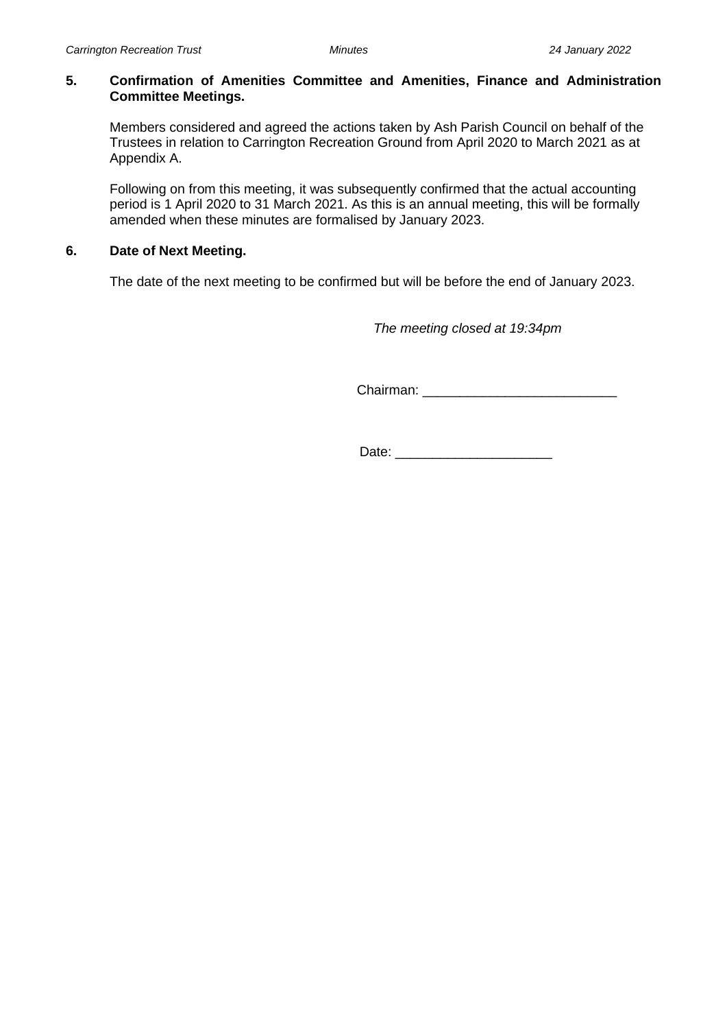**5. Confirmation of Amenities Committee and Amenities, Finance and Administration Committee Meetings.**

Members considered and agreed the actions taken by Ash Parish Council on behalf of the Trustees in relation to Carrington Recreation Ground from April 2020 to March 2021 as at Appendix A.

Following on from this meeting, it was subsequently confirmed that the actual accounting period is 1 April 2020 to 31 March 2021. As this is an annual meeting, this will be formally amended when these minutes are formalised by January 2023.

**6. Date of Next Meeting.**

The date of the next meeting to be confirmed but will be before the end of January 2023.

*The meeting closed at 19:34pm*

Chairman: __________________________

Date: _____________________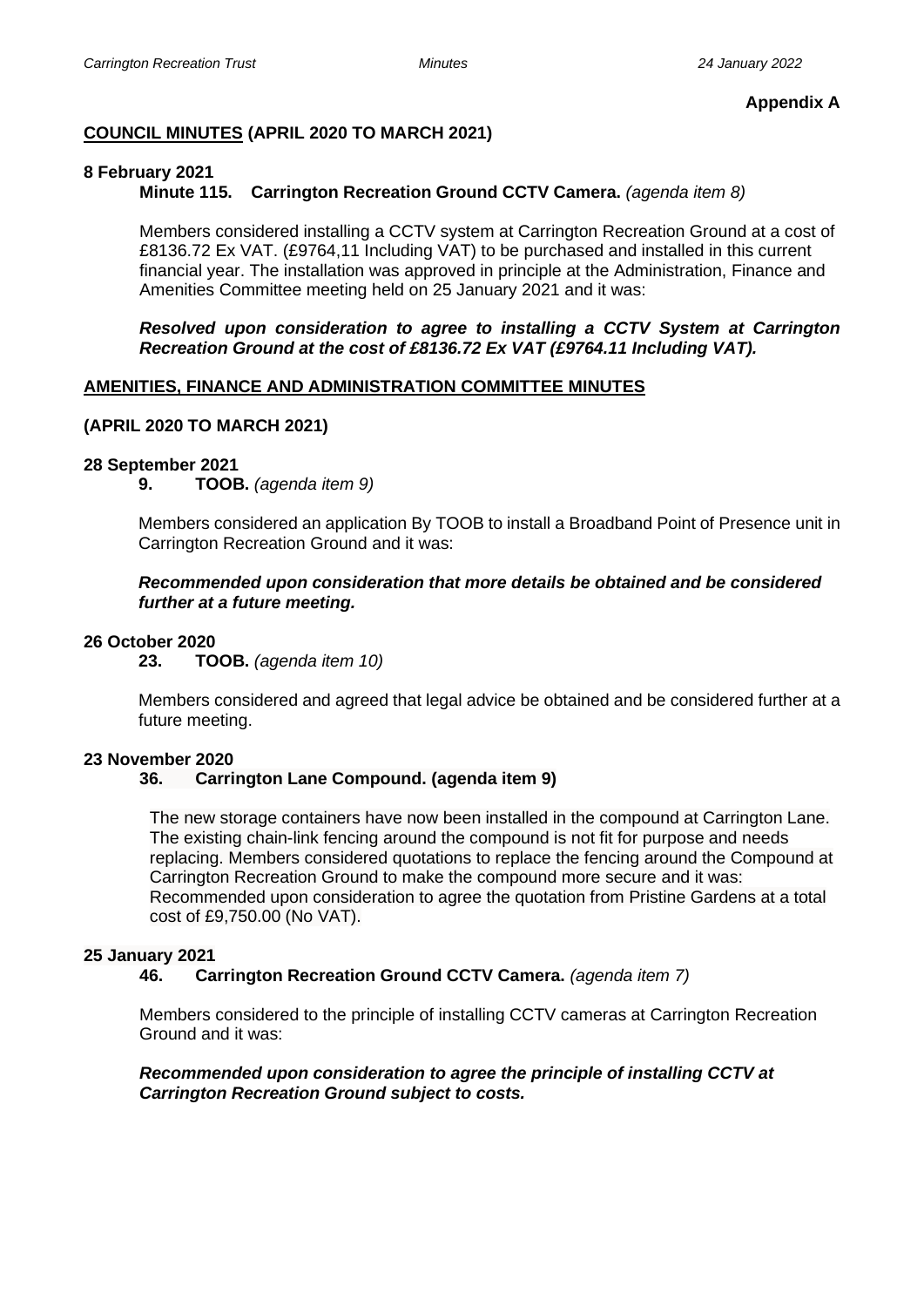**Appendix A**

## COUNCIL MINUTES (APRIL 2020 TO MARCH 2021)

**8 February 2021**

**Minute 115. Carrington Recreation Ground CCTV Camera.** *(agenda item 8)*

Members considered installing a CCTV system at Carrington Recreation Ground at a cost of £8136.72 Ex VAT. (£9764,11 Including VAT) to be purchased and installed in this current financial year. The installation was approved in principle at the Administration, Finance and Amenities Committee meeting held on 25 January 2021 and it was:

***Resolved upon consideration to agree to installing a CCTV System at Carrington Recreation Ground at the cost of £8136.72 Ex VAT (£9764.11 Including VAT).***

## AMENITIES, FINANCE AND ADMINISTRATION COMMITTEE MINUTES

**(APRIL 2020 TO MARCH 2021)**

**28 September 2021**

**9. TOOB.** *(agenda item 9)*

Members considered an application By TOOB to install a Broadband Point of Presence unit in Carrington Recreation Ground and it was:

***Recommended upon consideration that more details be obtained and be considered further at a future meeting.***

**26 October 2020**

**23. TOOB.** *(agenda item 10)*

Members considered and agreed that legal advice be obtained and be considered further at a future meeting.

**23 November 2020**

**36. Carrington Lane Compound. (agenda item 9)**

The new storage containers have now been installed in the compound at Carrington Lane. The existing chain-link fencing around the compound is not fit for purpose and needs replacing. Members considered quotations to replace the fencing around the Compound at Carrington Recreation Ground to make the compound more secure and it was: Recommended upon consideration to agree the quotation from Pristine Gardens at a total cost of £9,750.00 (No VAT).

**25 January 2021**

**46. Carrington Recreation Ground CCTV Camera.** *(agenda item 7)*

Members considered to the principle of installing CCTV cameras at Carrington Recreation Ground and it was:

***Recommended upon consideration to agree the principle of installing CCTV at Carrington Recreation Ground subject to costs.***